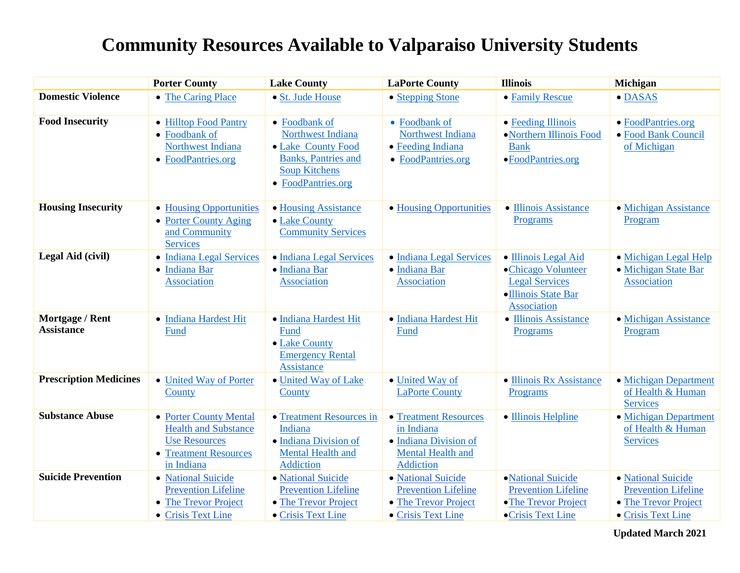# Community Resources Available to Valparaiso University Students

| | Porter County | Lake County | LaPorte County | Illinois | Michigan |
|---|---|---|---|---|---|
| **Domestic Violence** | • The Caring Place | • St. Jude House | • Stepping Stone | • Family Rescue | • DASAS |
| **Food Insecurity** | • Hilltop Food Pantry<br>• Foodbank of Northwest Indiana<br>• FoodPantries.org | • Foodbank of Northwest Indiana<br>• Lake County Food Banks, Pantries and Soup Kitchens<br>• FoodPantries.org | • Foodbank of Northwest Indiana<br>• Feeding Indiana<br>• FoodPantries.org | • Feeding Illinois<br>• Northern Illinois Food Bank<br>• FoodPantries.org | • FoodPantries.org<br>• Food Bank Council of Michigan |
| **Housing Insecurity** | • Housing Opportunities<br>• Porter County Aging and Community Services | • Housing Assistance<br>• Lake County Community Services | • Housing Opportunities | • Illinois Assistance Programs | • Michigan Assistance Program |
| **Legal Aid (civil)** | • Indiana Legal Services<br>• Indiana Bar Association | • Indiana Legal Services<br>• Indiana Bar Association | • Indiana Legal Services<br>• Indiana Bar Association | • Illinois Legal Aid<br>• Chicago Volunteer Legal Services<br>• Illinois State Bar Association | • Michigan Legal Help<br>• Michigan State Bar Association |
| **Mortgage / Rent Assistance** | • Indiana Hardest Hit Fund | • Indiana Hardest Hit Fund<br>• Lake County Emergency Rental Assistance | • Indiana Hardest Hit Fund | • Illinois Assistance Programs | • Michigan Assistance Program |
| **Prescription Medicines** | • United Way of Porter County | • United Way of Lake County | • United Way of LaPorte County | • Illinois Rx Assistance Programs | • Michigan Department of Health & Human Services |
| **Substance Abuse** | • Porter County Mental Health and Substance Use Resources<br>• Treatment Resources in Indiana | • Treatment Resources in Indiana<br>• Indiana Division of Mental Health and Addiction | • Treatment Resources in Indiana<br>• Indiana Division of Mental Health and Addiction | • Illinois Helpline | • Michigan Department of Health & Human Services |
| **Suicide Prevention** | • National Suicide Prevention Lifeline<br>• The Trevor Project<br>• Crisis Text Line | • National Suicide Prevention Lifeline<br>• The Trevor Project<br>• Crisis Text Line | • National Suicide Prevention Lifeline<br>• The Trevor Project<br>• Crisis Text Line | • National Suicide Prevention Lifeline<br>• The Trevor Project<br>• Crisis Text Line | • National Suicide Prevention Lifeline<br>• The Trevor Project<br>• Crisis Text Line |

**Updated March 2021**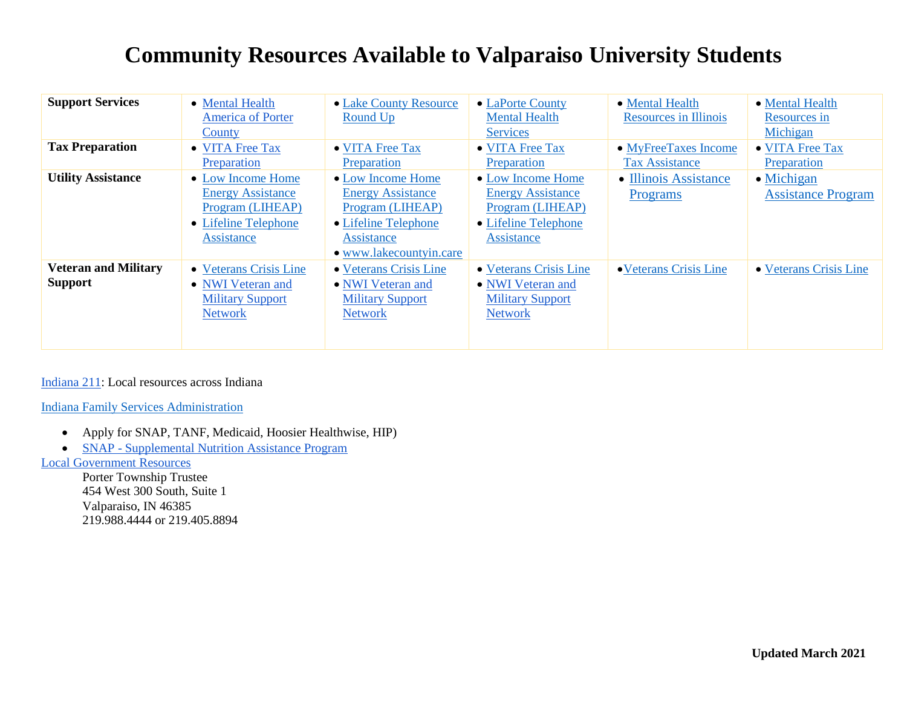# Community Resources Available to Valparaiso University Students

| | | | | | |
|---|---|---|---|---|---|
| **Support Services** | • Mental Health America of Porter County | • Lake County Resource Round Up | • LaPorte County Mental Health Services | • Mental Health Resources in Illinois | • Mental Health Resources in Michigan |
| **Tax Preparation** | • VITA Free Tax Preparation | • VITA Free Tax Preparation | • VITA Free Tax Preparation | • MyFreeTaxes Income Tax Assistance | • VITA Free Tax Preparation |
| **Utility Assistance** | • Low Income Home Energy Assistance Program (LIHEAP)<br>• Lifeline Telephone Assistance | • Low Income Home Energy Assistance Program (LIHEAP)<br>• Lifeline Telephone Assistance<br>• www.lakecountyin.care | • Low Income Home Energy Assistance Program (LIHEAP)<br>• Lifeline Telephone Assistance | • Illinois Assistance Programs | • Michigan Assistance Program |
| **Veteran and Military Support** | • Veterans Crisis Line<br>• NWI Veteran and Military Support Network | • Veterans Crisis Line<br>• NWI Veteran and Military Support Network | • Veterans Crisis Line<br>• NWI Veteran and Military Support Network | • Veterans Crisis Line | • Veterans Crisis Line |

Indiana 211: Local resources across Indiana

Indiana Family Services Administration

- Apply for SNAP, TANF, Medicaid, Hoosier Healthwise, HIP)
- SNAP - Supplemental Nutrition Assistance Program

Local Government Resources

Porter Township Trustee
454 West 300 South, Suite 1
Valparaiso, IN 46385
219.988.4444 or 219.405.8894

**Updated March 2021**